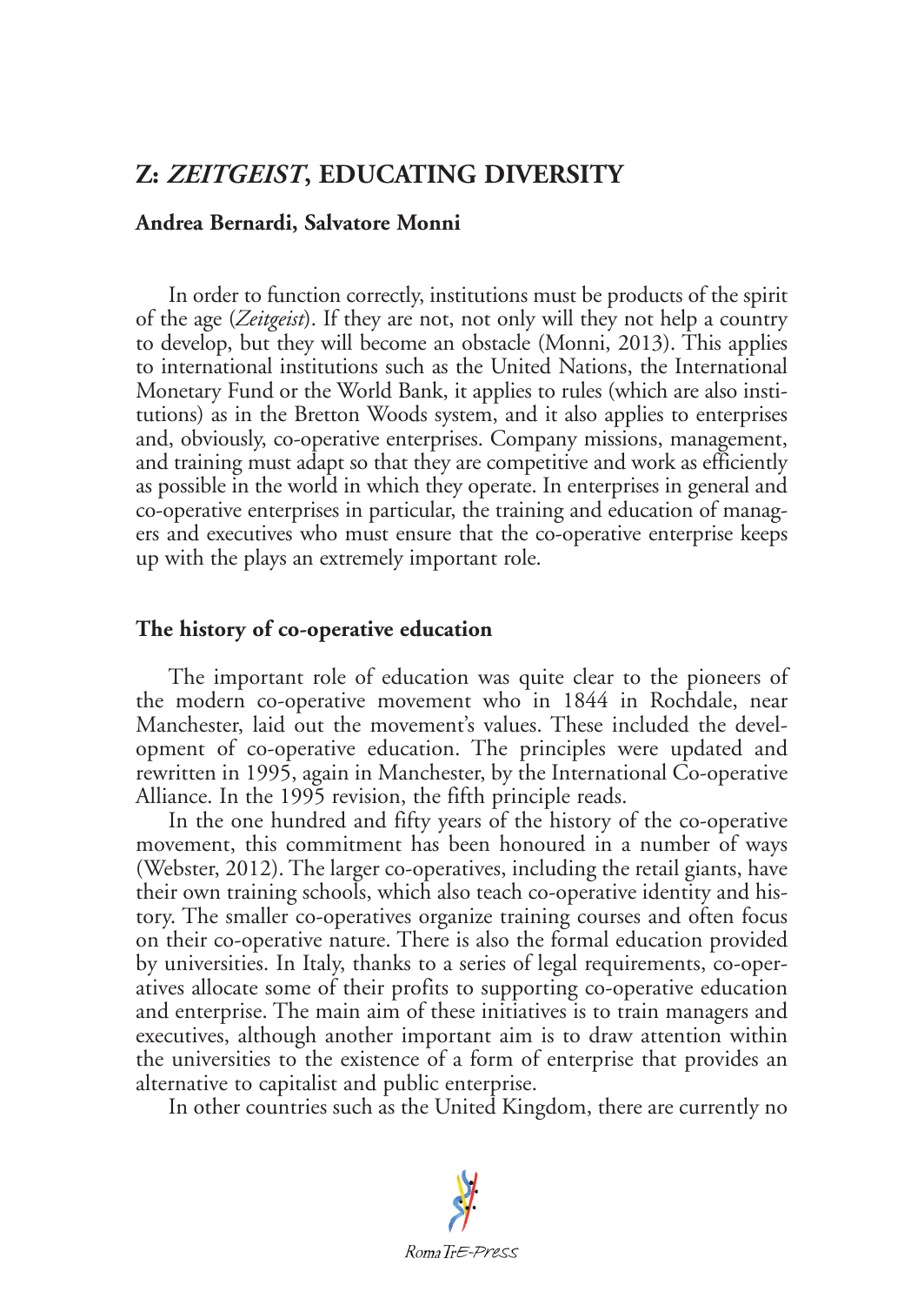# Z: *ZEITGEIST*, EDUCATING DIVERSITY

**Andrea Bernardi, Salvatore Monni**

In order to function correctly, institutions must be products of the spirit of the age (*Zeitgeist*). If they are not, not only will they not help a country to develop, but they will become an obstacle (Monni, 2013). This applies to international institutions such as the United Nations, the International Monetary Fund or the World Bank, it applies to rules (which are also institutions) as in the Bretton Woods system, and it also applies to enterprises and, obviously, co-operative enterprises. Company missions, management, and training must adapt so that they are competitive and work as efficiently as possible in the world in which they operate. In enterprises in general and co-operative enterprises in particular, the training and education of managers and executives who must ensure that the co-operative enterprise keeps up with the plays an extremely important role.

## The history of co-operative education

The important role of education was quite clear to the pioneers of the modern co-operative movement who in 1844 in Rochdale, near Manchester, laid out the movement's values. These included the development of co-operative education. The principles were updated and rewritten in 1995, again in Manchester, by the International Co-operative Alliance. In the 1995 revision, the fifth principle reads.

In the one hundred and fifty years of the history of the co-operative movement, this commitment has been honoured in a number of ways (Webster, 2012). The larger co-operatives, including the retail giants, have their own training schools, which also teach co-operative identity and history. The smaller co-operatives organize training courses and often focus on their co-operative nature. There is also the formal education provided by universities. In Italy, thanks to a series of legal requirements, co-operatives allocate some of their profits to supporting co-operative education and enterprise. The main aim of these initiatives is to train managers and executives, although another important aim is to draw attention within the universities to the existence of a form of enterprise that provides an alternative to capitalist and public enterprise.

In other countries such as the United Kingdom, there are currently no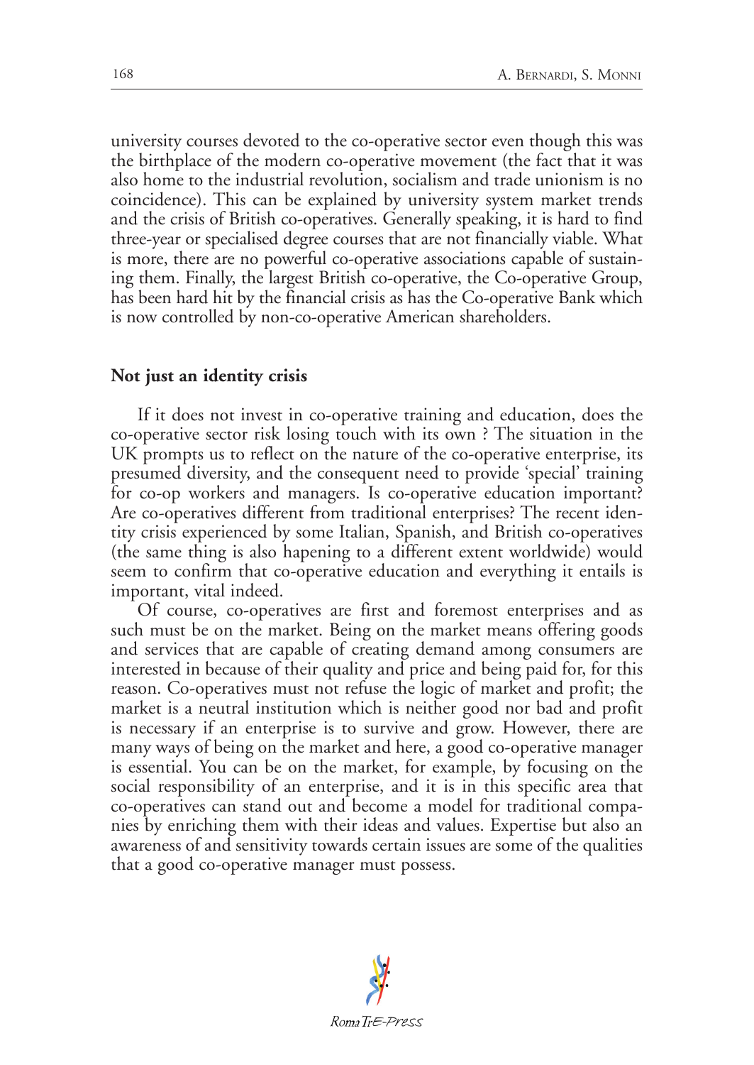university courses devoted to the co-operative sector even though this was the birthplace of the modern co-operative movement (the fact that it was also home to the industrial revolution, socialism and trade unionism is no coincidence). This can be explained by university system market trends and the crisis of British co-operatives. Generally speaking, it is hard to find three-year or specialised degree courses that are not financially viable. What is more, there are no powerful co-operative associations capable of sustaining them. Finally, the largest British co-operative, the Co-operative Group, has been hard hit by the financial crisis as has the Co-operative Bank which is now controlled by non-co-operative American shareholders.

## Not just an identity crisis

If it does not invest in co-operative training and education, does the co-operative sector risk losing touch with its own ? The situation in the UK prompts us to reflect on the nature of the co-operative enterprise, its presumed diversity, and the consequent need to provide 'special' training for co-op workers and managers. Is co-operative education important? Are co-operatives different from traditional enterprises? The recent identity crisis experienced by some Italian, Spanish, and British co-operatives (the same thing is also hapening to a different extent worldwide) would seem to confirm that co-operative education and everything it entails is important, vital indeed.

Of course, co-operatives are first and foremost enterprises and as such must be on the market. Being on the market means offering goods and services that are capable of creating demand among consumers are interested in because of their quality and price and being paid for, for this reason. Co-operatives must not refuse the logic of market and profit; the market is a neutral institution which is neither good nor bad and profit is necessary if an enterprise is to survive and grow. However, there are many ways of being on the market and here, a good co-operative manager is essential. You can be on the market, for example, by focusing on the social responsibility of an enterprise, and it is in this specific area that co-operatives can stand out and become a model for traditional companies by enriching them with their ideas and values. Expertise but also an awareness of and sensitivity towards certain issues are some of the qualities that a good co-operative manager must possess.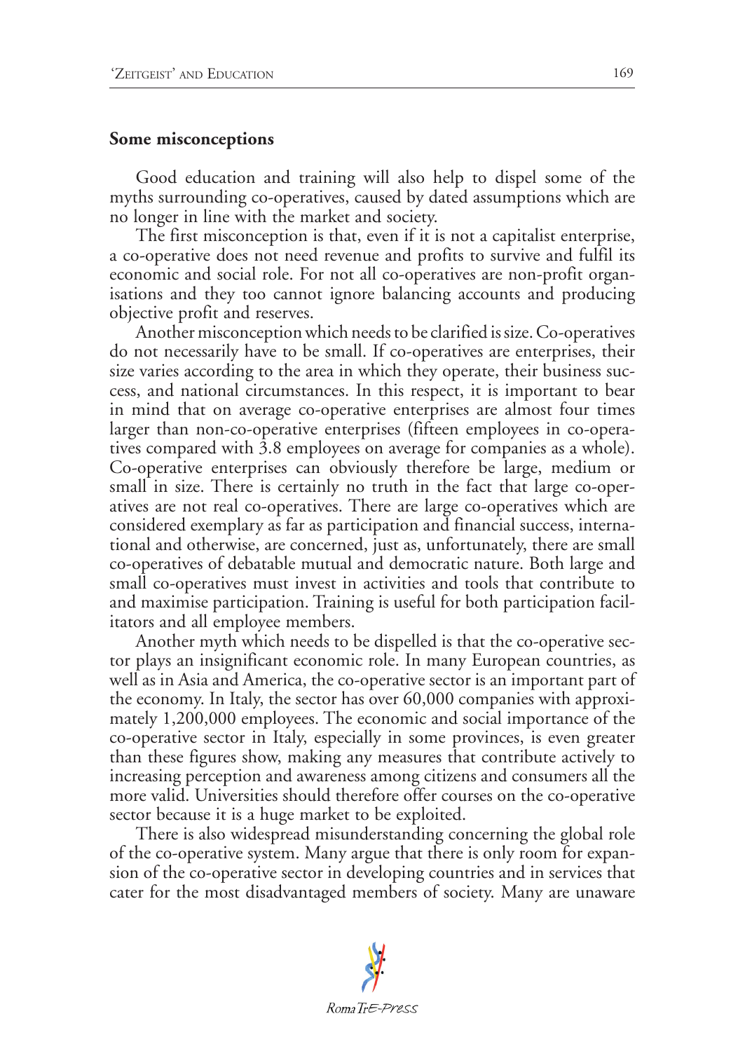## Some misconceptions

Good education and training will also help to dispel some of the myths surrounding co-operatives, caused by dated assumptions which are no longer in line with the market and society.

The first misconception is that, even if it is not a capitalist enterprise, a co-operative does not need revenue and profits to survive and fulfil its economic and social role. For not all co-operatives are non-profit organisations and they too cannot ignore balancing accounts and producing objective profit and reserves.

Another misconception which needs to be clarified is size. Co-operatives do not necessarily have to be small. If co-operatives are enterprises, their size varies according to the area in which they operate, their business success, and national circumstances. In this respect, it is important to bear in mind that on average co-operative enterprises are almost four times larger than non-co-operative enterprises (fifteen employees in co-operatives compared with 3.8 employees on average for companies as a whole). Co-operative enterprises can obviously therefore be large, medium or small in size. There is certainly no truth in the fact that large co-operatives are not real co-operatives. There are large co-operatives which are considered exemplary as far as participation and financial success, international and otherwise, are concerned, just as, unfortunately, there are small co-operatives of debatable mutual and democratic nature. Both large and small co-operatives must invest in activities and tools that contribute to and maximise participation. Training is useful for both participation facilitators and all employee members.

Another myth which needs to be dispelled is that the co-operative sector plays an insignificant economic role. In many European countries, as well as in Asia and America, the co-operative sector is an important part of the economy. In Italy, the sector has over 60,000 companies with approximately 1,200,000 employees. The economic and social importance of the co-operative sector in Italy, especially in some provinces, is even greater than these figures show, making any measures that contribute actively to increasing perception and awareness among citizens and consumers all the more valid. Universities should therefore offer courses on the co-operative sector because it is a huge market to be exploited.

There is also widespread misunderstanding concerning the global role of the co-operative system. Many argue that there is only room for expansion of the co-operative sector in developing countries and in services that cater for the most disadvantaged members of society. Many are unaware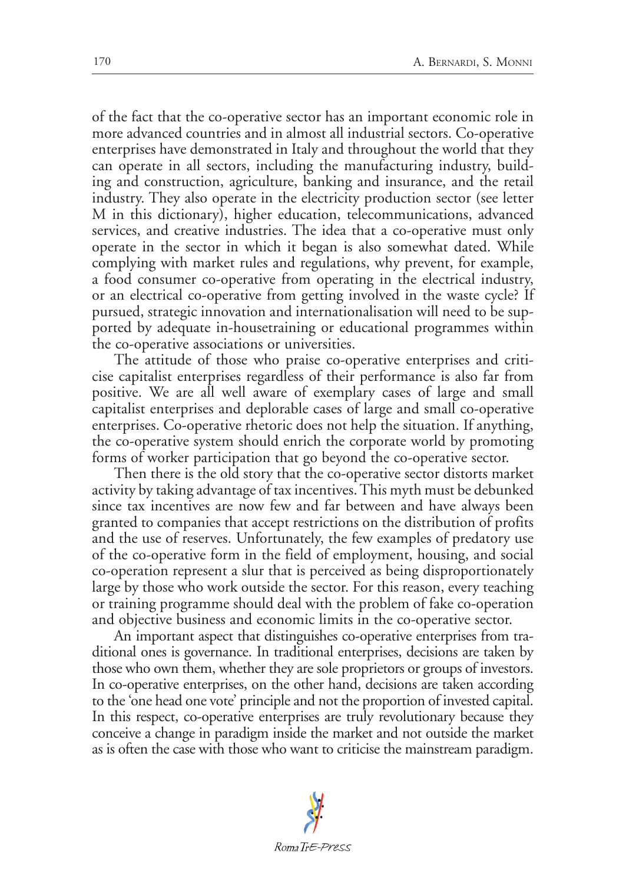of the fact that the co-operative sector has an important economic role in more advanced countries and in almost all industrial sectors. Co-operative enterprises have demonstrated in Italy and throughout the world that they can operate in all sectors, including the manufacturing industry, building and construction, agriculture, banking and insurance, and the retail industry. They also operate in the electricity production sector (see letter M in this dictionary), higher education, telecommunications, advanced services, and creative industries. The idea that a co-operative must only operate in the sector in which it began is also somewhat dated. While complying with market rules and regulations, why prevent, for example, a food consumer co-operative from operating in the electrical industry, or an electrical co-operative from getting involved in the waste cycle? If pursued, strategic innovation and internationalisation will need to be supported by adequate in-housetraining or educational programmes within the co-operative associations or universities.

The attitude of those who praise co-operative enterprises and criticise capitalist enterprises regardless of their performance is also far from positive. We are all well aware of exemplary cases of large and small capitalist enterprises and deplorable cases of large and small co-operative enterprises. Co-operative rhetoric does not help the situation. If anything, the co-operative system should enrich the corporate world by promoting forms of worker participation that go beyond the co-operative sector.

Then there is the old story that the co-operative sector distorts market activity by taking advantage of tax incentives. This myth must be debunked since tax incentives are now few and far between and have always been granted to companies that accept restrictions on the distribution of profits and the use of reserves. Unfortunately, the few examples of predatory use of the co-operative form in the field of employment, housing, and social co-operation represent a slur that is perceived as being disproportionately large by those who work outside the sector. For this reason, every teaching or training programme should deal with the problem of fake co-operation and objective business and economic limits in the co-operative sector.

An important aspect that distinguishes co-operative enterprises from traditional ones is governance. In traditional enterprises, decisions are taken by those who own them, whether they are sole proprietors or groups of investors. In co-operative enterprises, on the other hand, decisions are taken according to the 'one head one vote' principle and not the proportion of invested capital. In this respect, co-operative enterprises are truly revolutionary because they conceive a change in paradigm inside the market and not outside the market as is often the case with those who want to criticise the mainstream paradigm.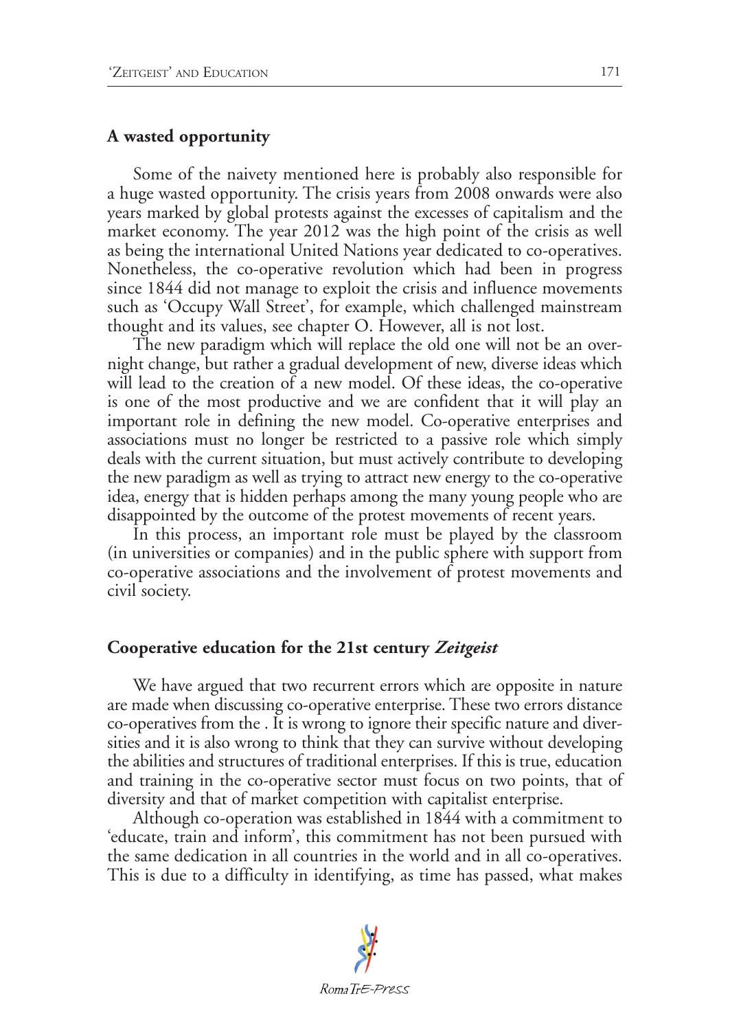## A wasted opportunity

Some of the naivety mentioned here is probably also responsible for a huge wasted opportunity. The crisis years from 2008 onwards were also years marked by global protests against the excesses of capitalism and the market economy. The year 2012 was the high point of the crisis as well as being the international United Nations year dedicated to co-operatives. Nonetheless, the co-operative revolution which had been in progress since 1844 did not manage to exploit the crisis and influence movements such as 'Occupy Wall Street', for example, which challenged mainstream thought and its values, see chapter O. However, all is not lost.

The new paradigm which will replace the old one will not be an overnight change, but rather a gradual development of new, diverse ideas which will lead to the creation of a new model. Of these ideas, the co-operative is one of the most productive and we are confident that it will play an important role in defining the new model. Co-operative enterprises and associations must no longer be restricted to a passive role which simply deals with the current situation, but must actively contribute to developing the new paradigm as well as trying to attract new energy to the co-operative idea, energy that is hidden perhaps among the many young people who are disappointed by the outcome of the protest movements of recent years.

In this process, an important role must be played by the classroom (in universities or companies) and in the public sphere with support from co-operative associations and the involvement of protest movements and civil society.

## Cooperative education for the 21st century *Zeitgeist*

We have argued that two recurrent errors which are opposite in nature are made when discussing co-operative enterprise. These two errors distance co-operatives from the . It is wrong to ignore their specific nature and diversities and it is also wrong to think that they can survive without developing the abilities and structures of traditional enterprises. If this is true, education and training in the co-operative sector must focus on two points, that of diversity and that of market competition with capitalist enterprise.

Although co-operation was established in 1844 with a commitment to 'educate, train and inform', this commitment has not been pursued with the same dedication in all countries in the world and in all co-operatives. This is due to a difficulty in identifying, as time has passed, what makes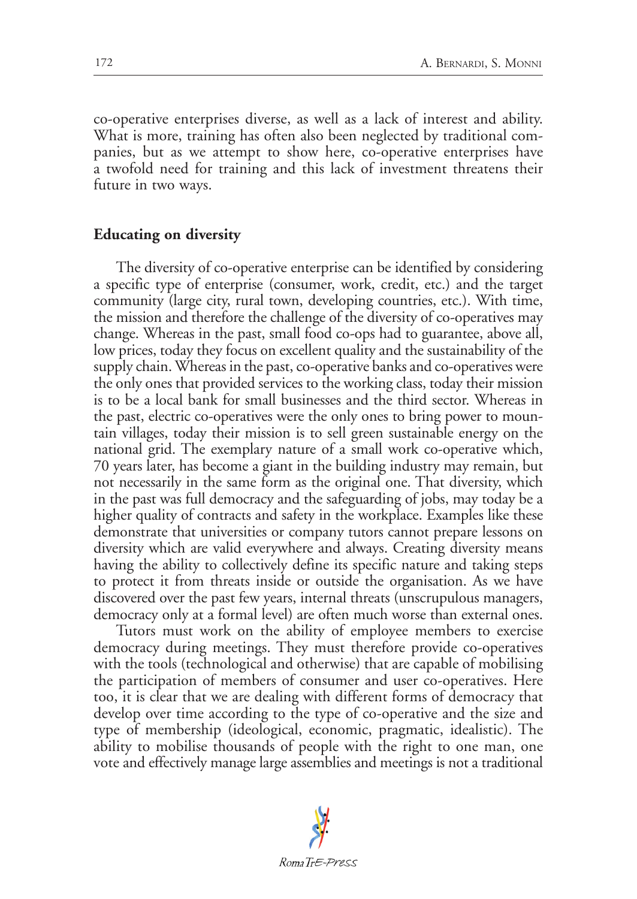co-operative enterprises diverse, as well as a lack of interest and ability. What is more, training has often also been neglected by traditional companies, but as we attempt to show here, co-operative enterprises have a twofold need for training and this lack of investment threatens their future in two ways.

## Educating on diversity

The diversity of co-operative enterprise can be identified by considering a specific type of enterprise (consumer, work, credit, etc.) and the target community (large city, rural town, developing countries, etc.). With time, the mission and therefore the challenge of the diversity of co-operatives may change. Whereas in the past, small food co-ops had to guarantee, above all, low prices, today they focus on excellent quality and the sustainability of the supply chain. Whereas in the past, co-operative banks and co-operatives were the only ones that provided services to the working class, today their mission is to be a local bank for small businesses and the third sector. Whereas in the past, electric co-operatives were the only ones to bring power to mountain villages, today their mission is to sell green sustainable energy on the national grid. The exemplary nature of a small work co-operative which, 70 years later, has become a giant in the building industry may remain, but not necessarily in the same form as the original one. That diversity, which in the past was full democracy and the safeguarding of jobs, may today be a higher quality of contracts and safety in the workplace. Examples like these demonstrate that universities or company tutors cannot prepare lessons on diversity which are valid everywhere and always. Creating diversity means having the ability to collectively define its specific nature and taking steps to protect it from threats inside or outside the organisation. As we have discovered over the past few years, internal threats (unscrupulous managers, democracy only at a formal level) are often much worse than external ones.

Tutors must work on the ability of employee members to exercise democracy during meetings. They must therefore provide co-operatives with the tools (technological and otherwise) that are capable of mobilising the participation of members of consumer and user co-operatives. Here too, it is clear that we are dealing with different forms of democracy that develop over time according to the type of co-operative and the size and type of membership (ideological, economic, pragmatic, idealistic). The ability to mobilise thousands of people with the right to one man, one vote and effectively manage large assemblies and meetings is not a traditional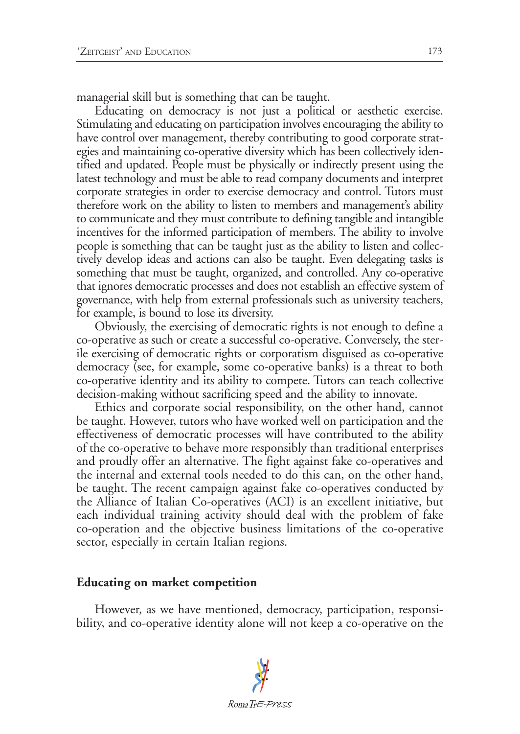managerial skill but is something that can be taught.

Educating on democracy is not just a political or aesthetic exercise. Stimulating and educating on participation involves encouraging the ability to have control over management, thereby contributing to good corporate strategies and maintaining co-operative diversity which has been collectively identified and updated. People must be physically or indirectly present using the latest technology and must be able to read company documents and interpret corporate strategies in order to exercise democracy and control. Tutors must therefore work on the ability to listen to members and management's ability to communicate and they must contribute to defining tangible and intangible incentives for the informed participation of members. The ability to involve people is something that can be taught just as the ability to listen and collectively develop ideas and actions can also be taught. Even delegating tasks is something that must be taught, organized, and controlled. Any co-operative that ignores democratic processes and does not establish an effective system of governance, with help from external professionals such as university teachers, for example, is bound to lose its diversity.

Obviously, the exercising of democratic rights is not enough to define a co-operative as such or create a successful co-operative. Conversely, the sterile exercising of democratic rights or corporatism disguised as co-operative democracy (see, for example, some co-operative banks) is a threat to both co-operative identity and its ability to compete. Tutors can teach collective decision-making without sacrificing speed and the ability to innovate.

Ethics and corporate social responsibility, on the other hand, cannot be taught. However, tutors who have worked well on participation and the effectiveness of democratic processes will have contributed to the ability of the co-operative to behave more responsibly than traditional enterprises and proudly offer an alternative. The fight against fake co-operatives and the internal and external tools needed to do this can, on the other hand, be taught. The recent campaign against fake co-operatives conducted by the Alliance of Italian Co-operatives (ACI) is an excellent initiative, but each individual training activity should deal with the problem of fake co-operation and the objective business limitations of the co-operative sector, especially in certain Italian regions.

## Educating on market competition

However, as we have mentioned, democracy, participation, responsibility, and co-operative identity alone will not keep a co-operative on the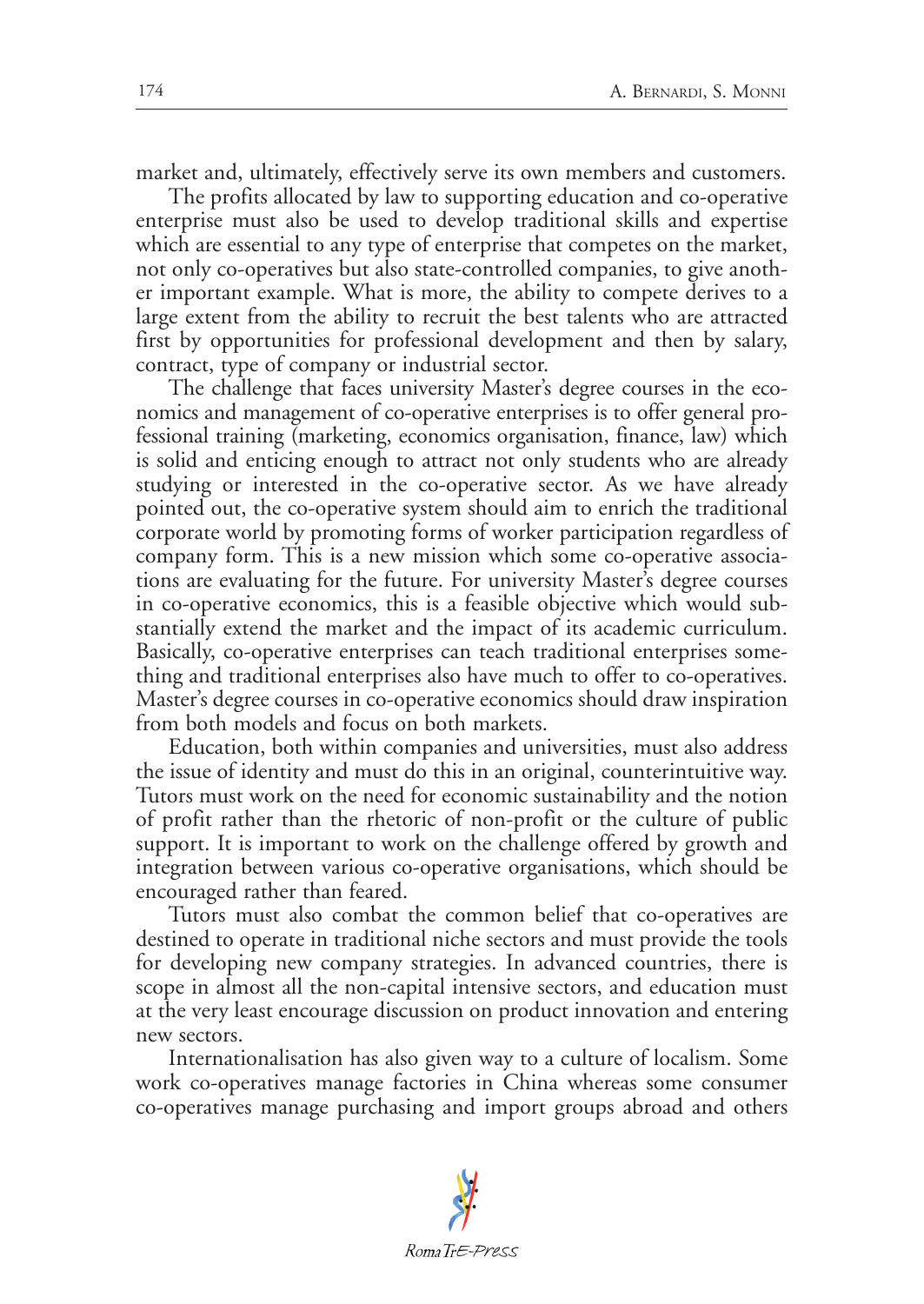market and, ultimately, effectively serve its own members and customers.

The profits allocated by law to supporting education and co-operative enterprise must also be used to develop traditional skills and expertise which are essential to any type of enterprise that competes on the market, not only co-operatives but also state-controlled companies, to give another important example. What is more, the ability to compete derives to a large extent from the ability to recruit the best talents who are attracted first by opportunities for professional development and then by salary, contract, type of company or industrial sector.

The challenge that faces university Master's degree courses in the economics and management of co-operative enterprises is to offer general professional training (marketing, economics organisation, finance, law) which is solid and enticing enough to attract not only students who are already studying or interested in the co-operative sector. As we have already pointed out, the co-operative system should aim to enrich the traditional corporate world by promoting forms of worker participation regardless of company form. This is a new mission which some co-operative associations are evaluating for the future. For university Master's degree courses in co-operative economics, this is a feasible objective which would substantially extend the market and the impact of its academic curriculum. Basically, co-operative enterprises can teach traditional enterprises something and traditional enterprises also have much to offer to co-operatives. Master's degree courses in co-operative economics should draw inspiration from both models and focus on both markets.

Education, both within companies and universities, must also address the issue of identity and must do this in an original, counterintuitive way. Tutors must work on the need for economic sustainability and the notion of profit rather than the rhetoric of non-profit or the culture of public support. It is important to work on the challenge offered by growth and integration between various co-operative organisations, which should be encouraged rather than feared.

Tutors must also combat the common belief that co-operatives are destined to operate in traditional niche sectors and must provide the tools for developing new company strategies. In advanced countries, there is scope in almost all the non-capital intensive sectors, and education must at the very least encourage discussion on product innovation and entering new sectors.

Internationalisation has also given way to a culture of localism. Some work co-operatives manage factories in China whereas some consumer co-operatives manage purchasing and import groups abroad and others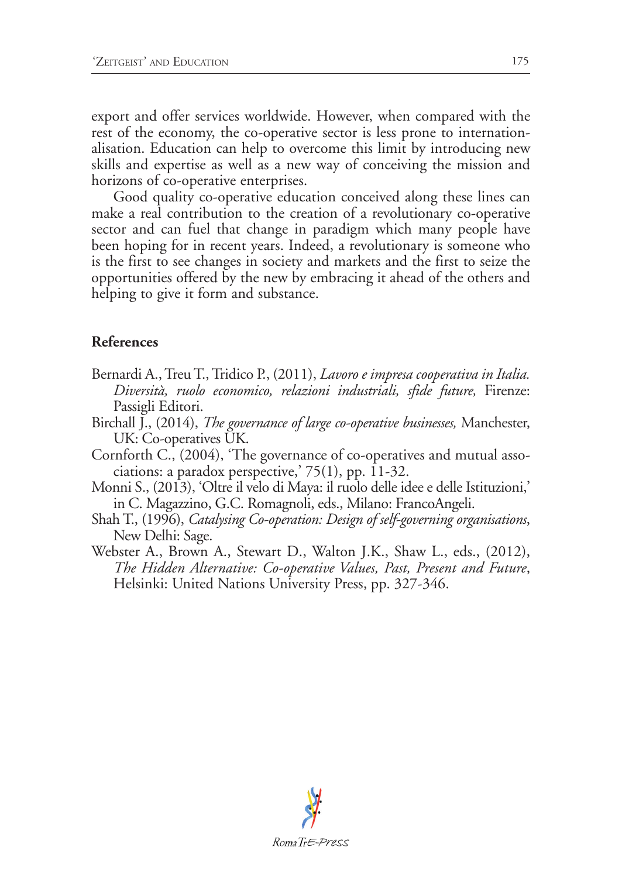export and offer services worldwide. However, when compared with the rest of the economy, the co-operative sector is less prone to internationalisation. Education can help to overcome this limit by introducing new skills and expertise as well as a new way of conceiving the mission and horizons of co-operative enterprises.

Good quality co-operative education conceived along these lines can make a real contribution to the creation of a revolutionary co-operative sector and can fuel that change in paradigm which many people have been hoping for in recent years. Indeed, a revolutionary is someone who is the first to see changes in society and markets and the first to seize the opportunities offered by the new by embracing it ahead of the others and helping to give it form and substance.

## References

Bernardi A., Treu T., Tridico P., (2011), *Lavoro e impresa cooperativa in Italia. Diversità, ruolo economico, relazioni industriali, sfide future,* Firenze: Passigli Editori.

Birchall J., (2014), *The governance of large co-operative businesses,* Manchester, UK: Co-operatives UK.

Cornforth C., (2004), 'The governance of co-operatives and mutual associations: a paradox perspective,' 75(1), pp. 11-32.

Monni S., (2013), 'Oltre il velo di Maya: il ruolo delle idee e delle Istituzioni,' in C. Magazzino, G.C. Romagnoli, eds., Milano: FrancoAngeli.

Shah T., (1996), *Catalysing Co-operation: Design of self-governing organisations*, New Delhi: Sage.

Webster A., Brown A., Stewart D., Walton J.K., Shaw L., eds., (2012), *The Hidden Alternative: Co-operative Values, Past, Present and Future*, Helsinki: United Nations University Press, pp. 327-346.